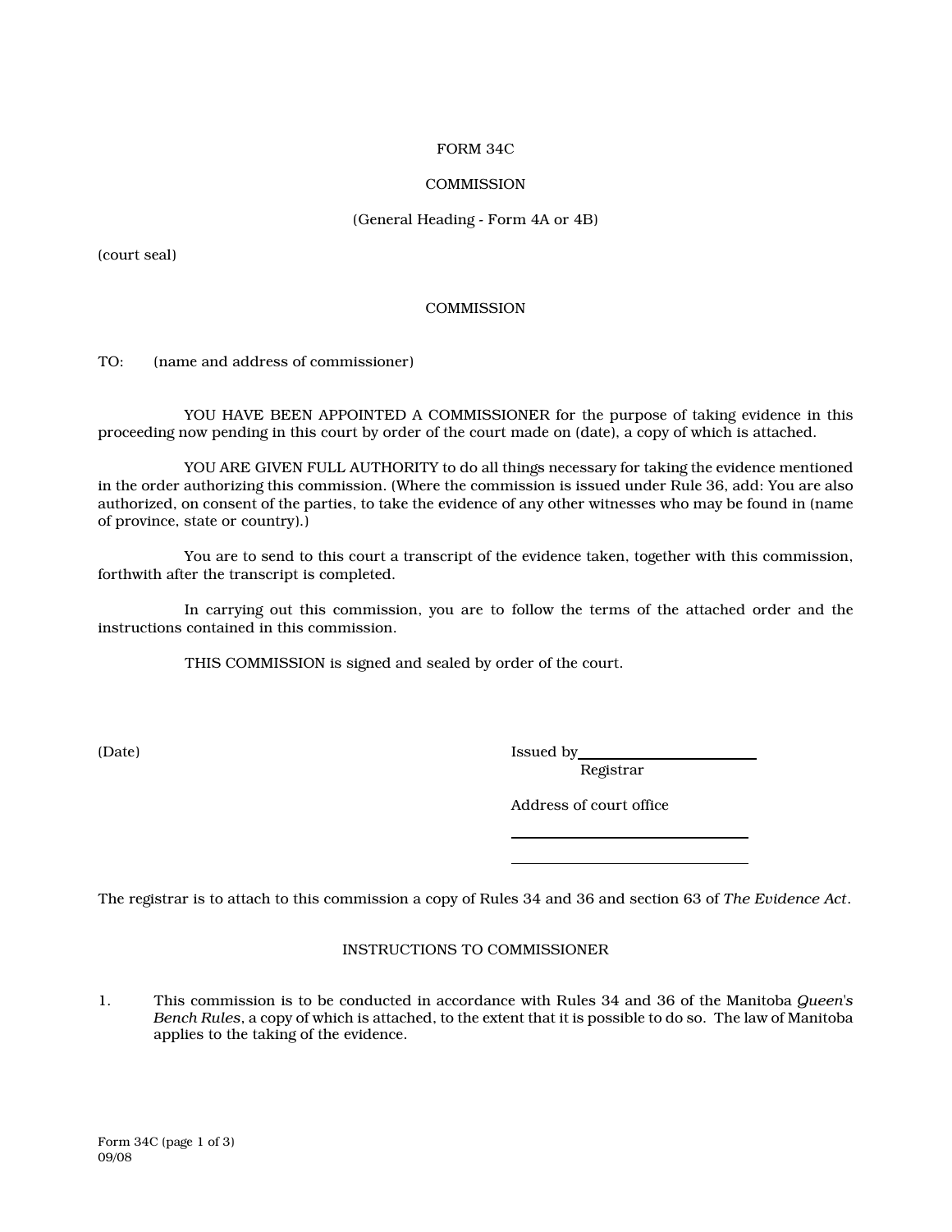# FORM 34C

## COMMISSION

(General Heading - Form 4A or 4B)

(court seal)

## COMMISSION

TO: (name and address of commissioner)

YOU HAVE BEEN APPOINTED A COMMISSIONER for the purpose of taking evidence in this proceeding now pending in this court by order of the court made on (date), a copy of which is attached.

YOU ARE GIVEN FULL AUTHORITY to do all things necessary for taking the evidence mentioned in the order authorizing this commission. (Where the commission is issued under Rule 36, add: You are also authorized, on consent of the parties, to take the evidence of any other witnesses who may be found in (name of province, state or country).)

You are to send to this court a transcript of the evidence taken, together with this commission, forthwith after the transcript is completed.

In carrying out this commission, you are to follow the terms of the attached order and the instructions contained in this commission.

THIS COMMISSION is signed and sealed by order of the court.

(Date)

Issued by ______________________
Registrar

Address of court office

______________________________

______________________________

The registrar is to attach to this commission a copy of Rules 34 and 36 and section 63 of *The Evidence Act*.

## INSTRUCTIONS TO COMMISSIONER

1. This commission is to be conducted in accordance with Rules 34 and 36 of the Manitoba *Queen's Bench Rules*, a copy of which is attached, to the extent that it is possible to do so. The law of Manitoba applies to the taking of the evidence.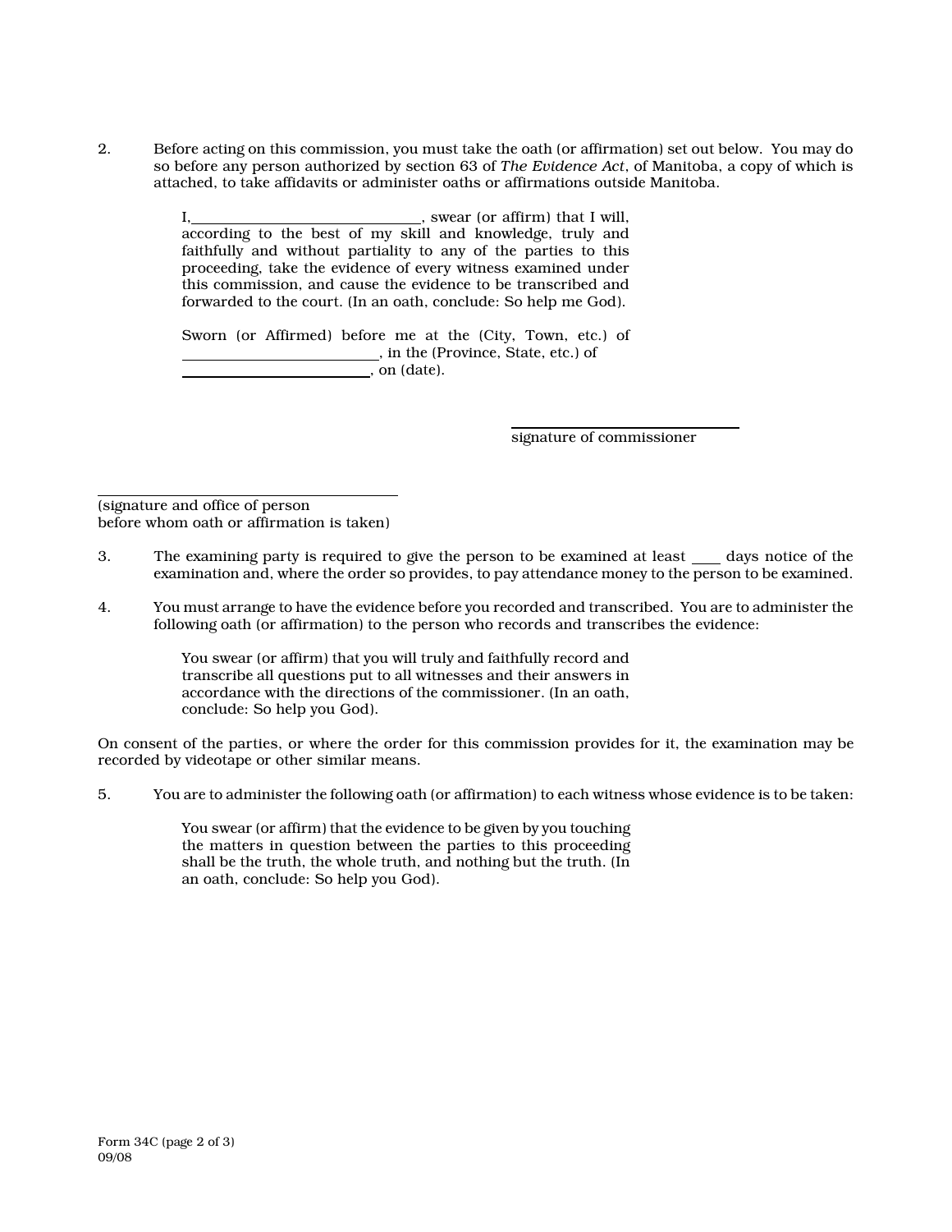2. Before acting on this commission, you must take the oath (or affirmation) set out below. You may do so before any person authorized by section 63 of *The Evidence Act*, of Manitoba, a copy of which is attached, to take affidavits or administer oaths or affirmations outside Manitoba.

   I, ______________________________, swear (or affirm) that I will, according to the best of my skill and knowledge, truly and faithfully and without partiality to any of the parties to this proceeding, take the evidence of every witness examined under this commission, and cause the evidence to be transcribed and forwarded to the court. (In an oath, conclude: So help me God).

   Sworn (or Affirmed) before me at the (City, Town, etc.) of __________________________, in the (Province, State, etc.) of __________________________, on (date).

   ______________________________
   signature of commissioner

______________________________
(signature and office of person before whom oath or affirmation is taken)

3. The examining party is required to give the person to be examined at least ____ days notice of the examination and, where the order so provides, to pay attendance money to the person to be examined.

4. You must arrange to have the evidence before you recorded and transcribed. You are to administer the following oath (or affirmation) to the person who records and transcribes the evidence:

   You swear (or affirm) that you will truly and faithfully record and transcribe all questions put to all witnesses and their answers in accordance with the directions of the commissioner. (In an oath, conclude: So help you God).

On consent of the parties, or where the order for this commission provides for it, the examination may be recorded by videotape or other similar means.

5. You are to administer the following oath (or affirmation) to each witness whose evidence is to be taken:

   You swear (or affirm) that the evidence to be given by you touching the matters in question between the parties to this proceeding shall be the truth, the whole truth, and nothing but the truth. (In an oath, conclude: So help you God).

Form 34C (page 2 of 3)
09/08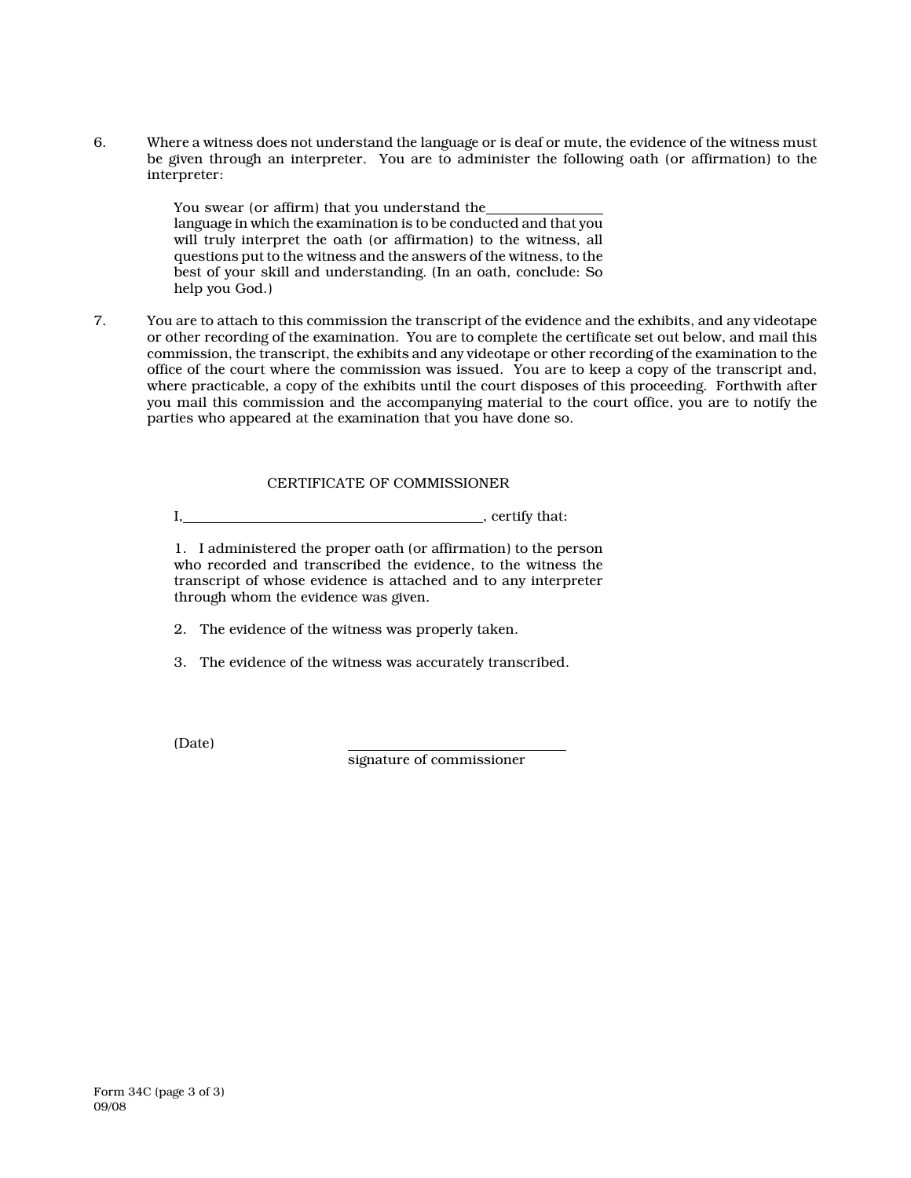6. Where a witness does not understand the language or is deaf or mute, the evidence of the witness must be given through an interpreter. You are to administer the following oath (or affirmation) to the interpreter:

> You swear (or affirm) that you understand the \_\_\_\_\_\_\_\_\_\_\_\_\_\_\_\_ language in which the examination is to be conducted and that you will truly interpret the oath (or affirmation) to the witness, all questions put to the witness and the answers of the witness, to the best of your skill and understanding. (In an oath, conclude: So help you God.)

7. You are to attach to this commission the transcript of the evidence and the exhibits, and any videotape or other recording of the examination. You are to complete the certificate set out below, and mail this commission, the transcript, the exhibits and any videotape or other recording of the examination to the office of the court where the commission was issued. You are to keep a copy of the transcript and, where practicable, a copy of the exhibits until the court disposes of this proceeding. Forthwith after you mail this commission and the accompanying material to the court office, you are to notify the parties who appeared at the examination that you have done so.

CERTIFICATE OF COMMISSIONER

I, \_\_\_\_\_\_\_\_\_\_\_\_\_\_\_\_\_\_\_\_\_\_\_\_\_\_\_\_\_\_\_\_\_\_\_\_\_\_\_\_, certify that:

1. I administered the proper oath (or affirmation) to the person who recorded and transcribed the evidence, to the witness the transcript of whose evidence is attached and to any interpreter through whom the evidence was given.

2. The evidence of the witness was properly taken.

3. The evidence of the witness was accurately transcribed.

(Date) \_\_\_\_\_\_\_\_\_\_\_\_\_\_\_\_\_\_\_\_\_\_\_\_\_\_\_\_\_\_
signature of commissioner

Form 34C (page 3 of 3)
09/08